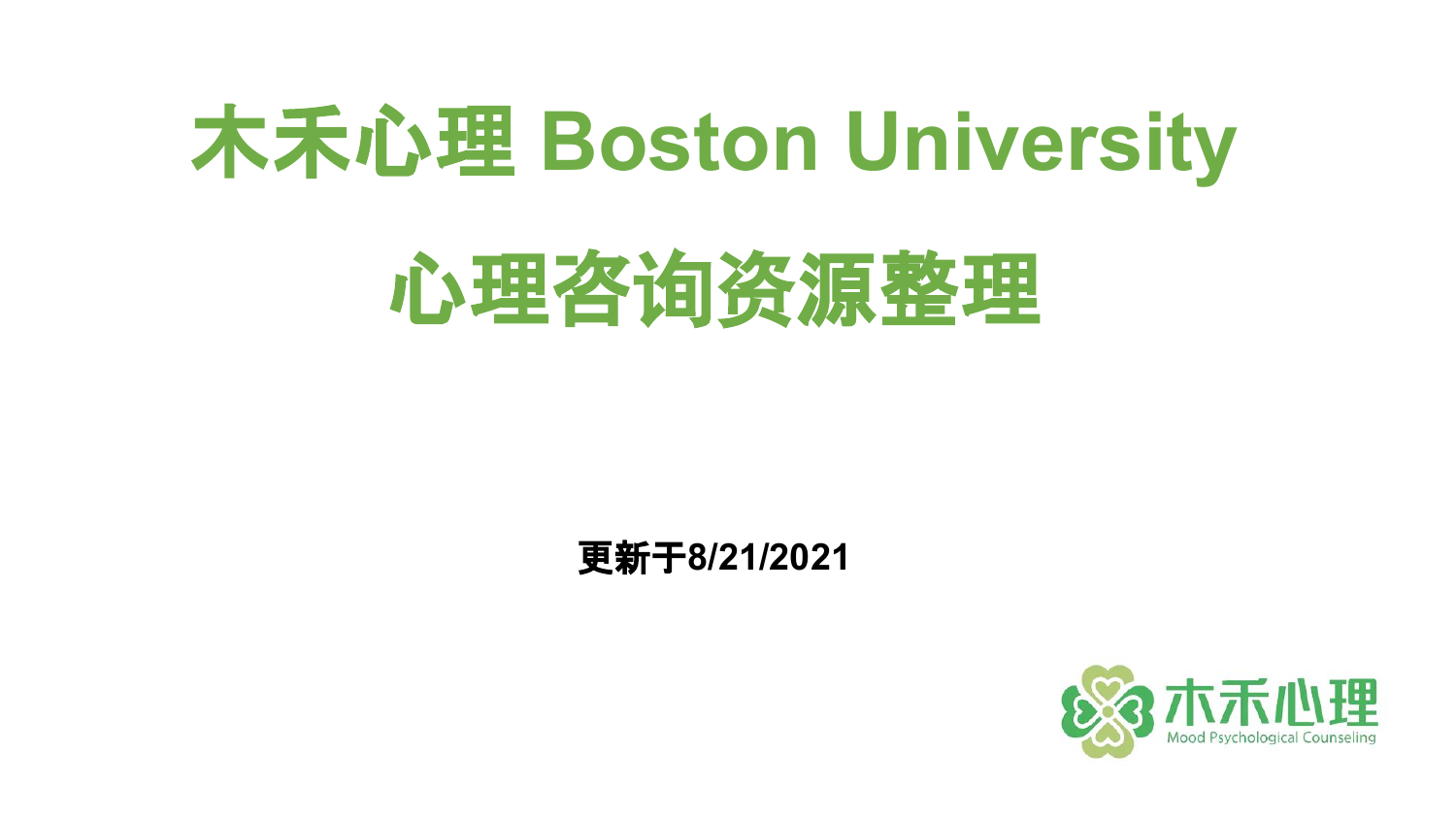# 木禾心理 Boston University

# 心理咨询资源整理

**更新于8/21/2021**

木禾心理
Mood Psychological Counseling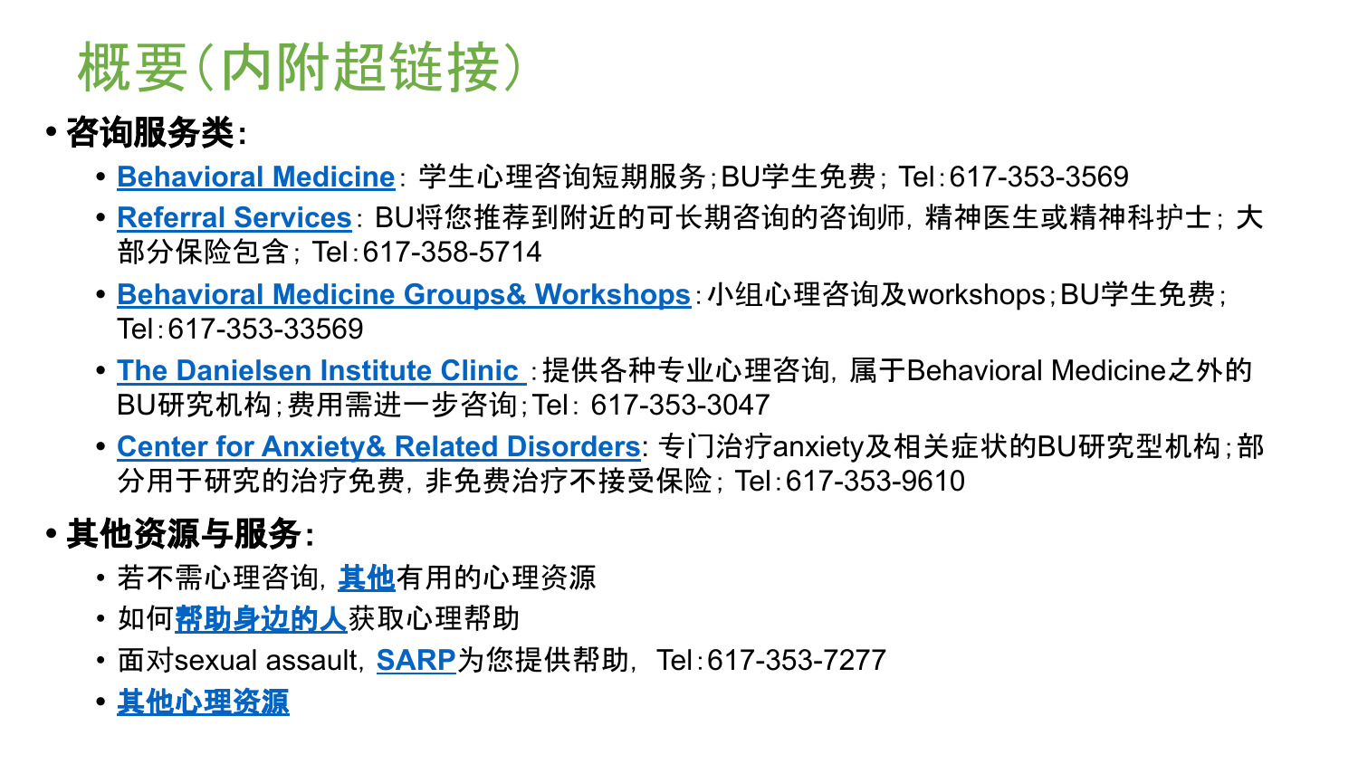# 概要（内附超链接）

- **咨询服务类:**
  - **Behavioral Medicine**：学生心理咨询短期服务；BU学生免费；Tel：617-353-3569
  - **Referral Services**：BU将您推荐到附近的可长期咨询的咨询师，精神医生或精神科护士；大部分保险包含；Tel：617-358-5714
  - **Behavioral Medicine Groups& Workshops**：小组心理咨询及workshops；BU学生免费；Tel：617-353-33569
  - **The Danielsen Institute Clinic** ：提供各种专业心理咨询，属于Behavioral Medicine之外的BU研究机构；费用需进一步咨询；Tel：617-353-3047
  - **Center for Anxiety& Related Disorders**：专门治疗anxiety及相关症状的BU研究型机构；部分用于研究的治疗免费，非免费治疗不接受保险；Tel：617-353-9610
- **其他资源与服务:**
  - 若不需心理咨询，**其他**有用的心理资源
  - 如何**帮助身边的人**获取心理帮助
  - 面对sexual assault，**SARP**为您提供帮助，Tel：617-353-7277
  - **其他心理资源**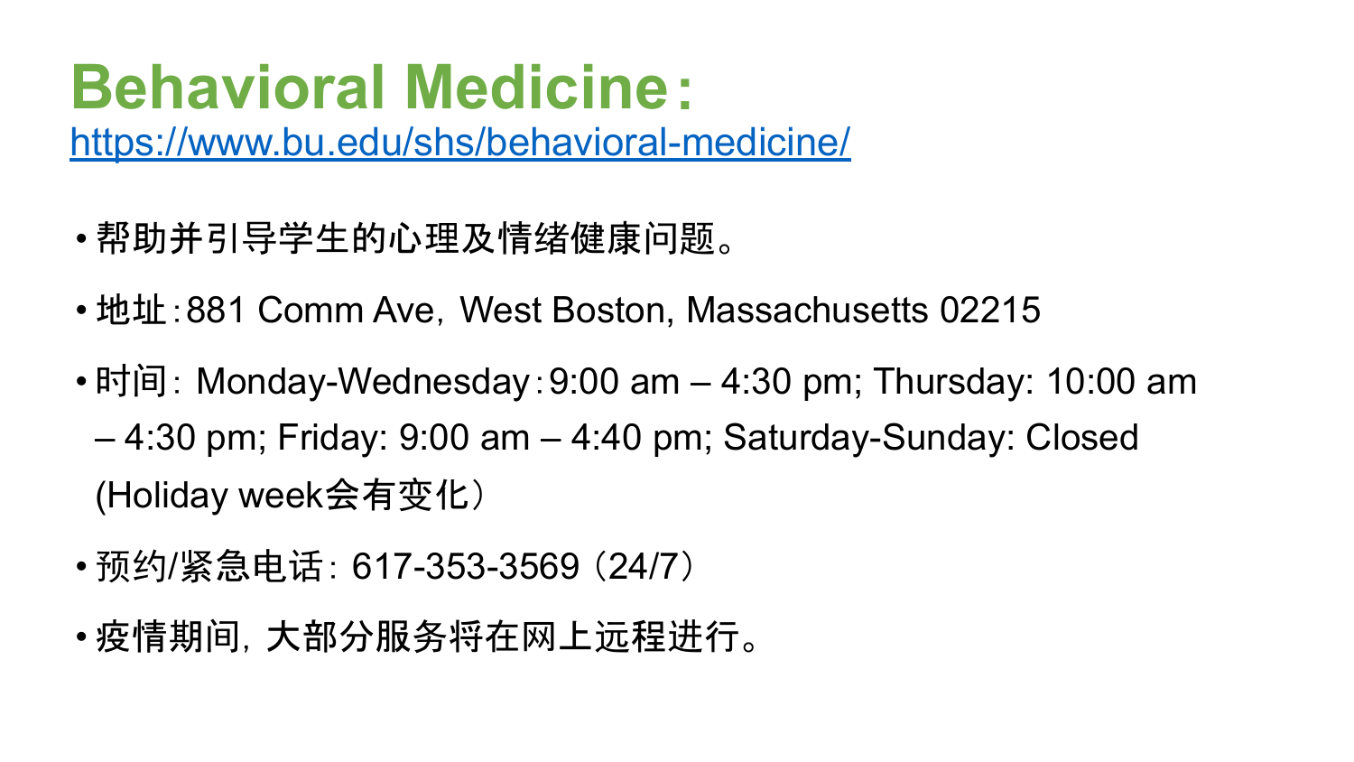# Behavioral Medicine：

https://www.bu.edu/shs/behavioral-medicine/

- 帮助并引导学生的心理及情绪健康问题。
- 地址：881 Comm Ave，West Boston, Massachusetts 02215
- 时间：Monday-Wednesday：9:00 am – 4:30 pm; Thursday: 10:00 am – 4:30 pm; Friday: 9:00 am – 4:40 pm; Saturday-Sunday: Closed (Holiday week会有变化）
- 预约/紧急电话：617-353-3569（24/7）
- 疫情期间，大部分服务将在网上远程进行。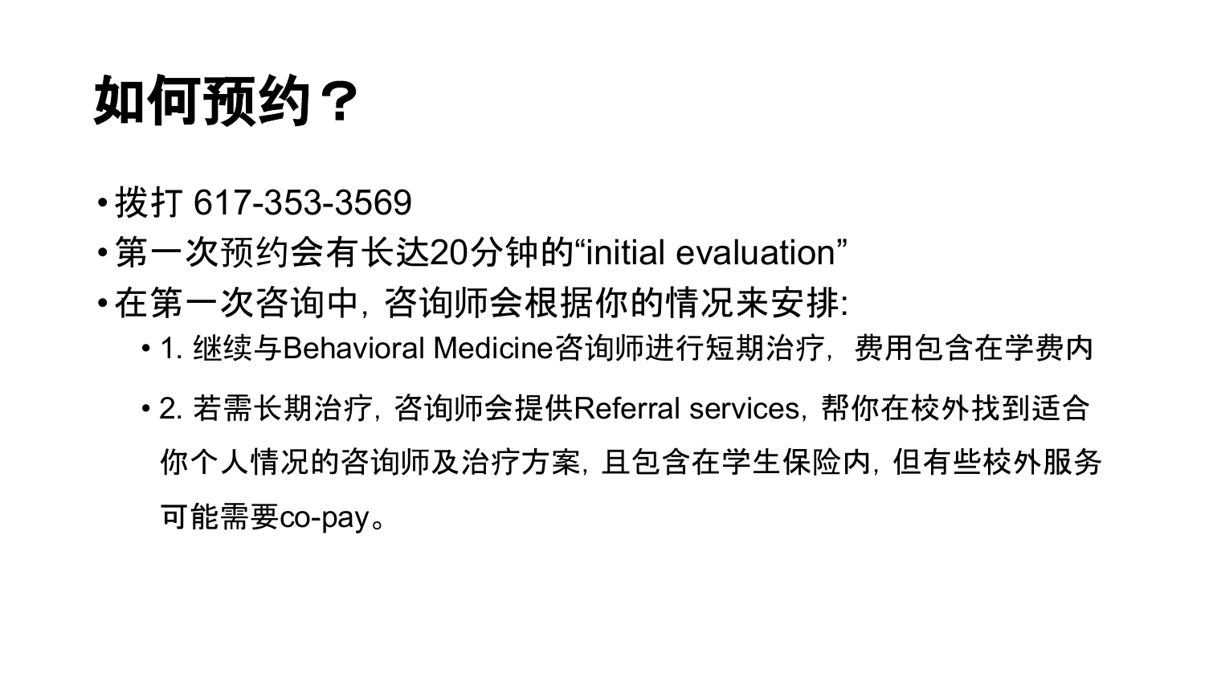# 如何预约？

- 拨打 617-353-3569
- 第一次预约会有长达20分钟的“initial evaluation”
- 在第一次咨询中，咨询师会根据你的情况来安排:
  - 1. 继续与Behavioral Medicine咨询师进行短期治疗，费用包含在学费内
  - 2. 若需长期治疗，咨询师会提供Referral services，帮你在校外找到适合你个人情况的咨询师及治疗方案，且包含在学生保险内，但有些校外服务可能需要co-pay。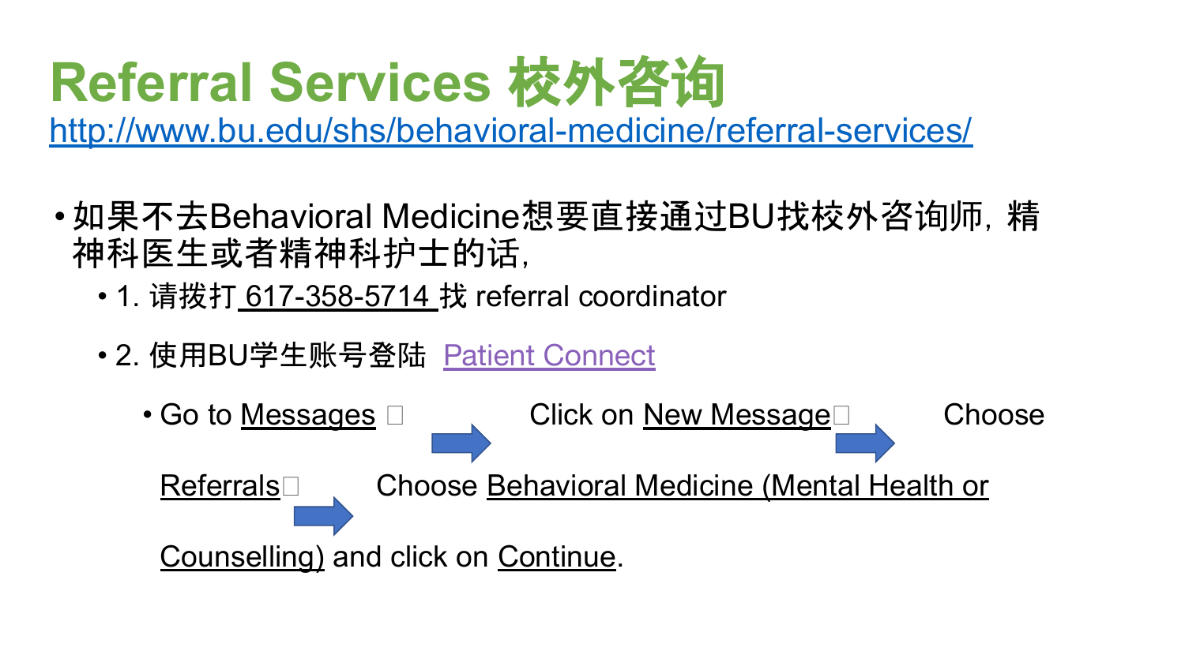# Referral Services 校外咨询

http://www.bu.edu/shs/behavioral-medicine/referral-services/

- 如果不去Behavioral Medicine想要直接通过BU找校外咨询师，精神科医生或者精神科护士的话，
  - 1. 请拨打 617-358-5714 找 referral coordinator
  - 2. 使用BU学生账号登陆 Patient Connect
    - Go to Messages → Click on New Message → Choose Referrals → Choose Behavioral Medicine (Mental Health or Counselling) and click on Continue.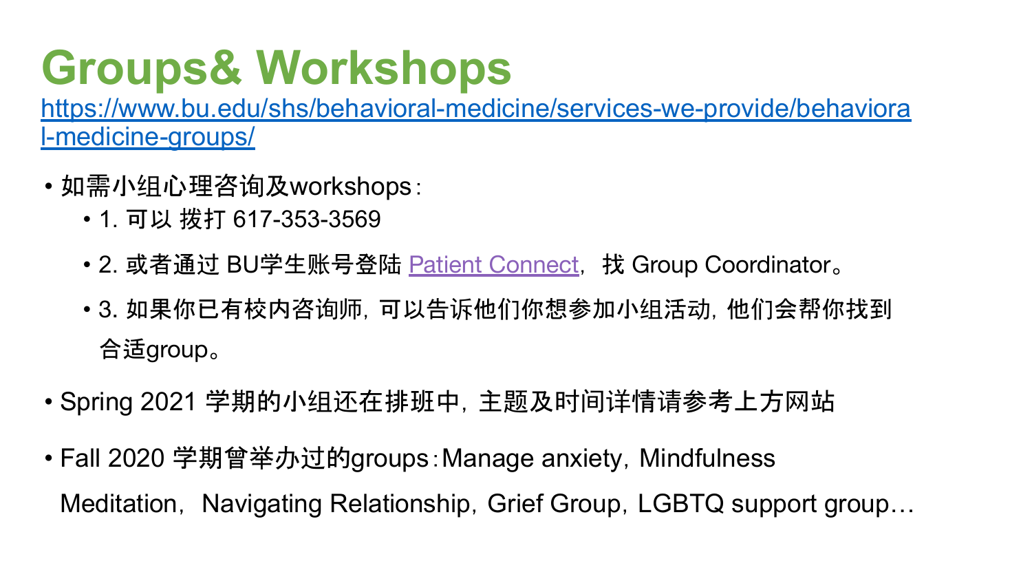# Groups& Workshops

https://www.bu.edu/shs/behavioral-medicine/services-we-provide/behavioral-medicine-groups/

- 如需小组心理咨询及workshops：
  - 1. 可以 拨打 617-353-3569
  - 2. 或者通过 BU学生账号登陆 Patient Connect，找 Group Coordinator。
  - 3. 如果你已有校内咨询师，可以告诉他们你想参加小组活动，他们会帮你找到合适group。
- Spring 2021 学期的小组还在排班中，主题及时间详情请参考上方网站
- Fall 2020 学期曾举办过的groups：Manage anxiety，Mindfulness Meditation，Navigating Relationship，Grief Group，LGBTQ support group…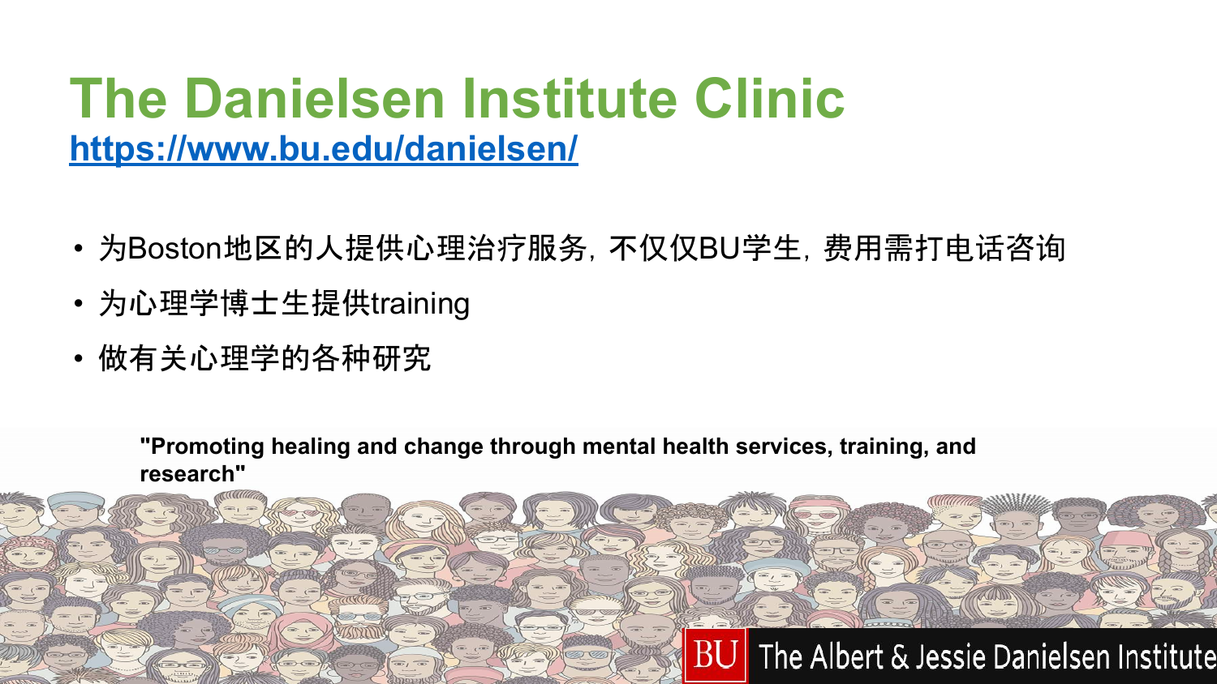# The Danielsen Institute Clinic

[https://www.bu.edu/danielsen/](https://www.bu.edu/danielsen/)

- 为Boston地区的人提供心理治疗服务，不仅仅BU学生，费用需打电话咨询
- 为心理学博士生提供training
- 做有关心理学的各种研究

**"Promoting healing and change through mental health services, training, and research"**

BU The Albert & Jessie Danielsen Institute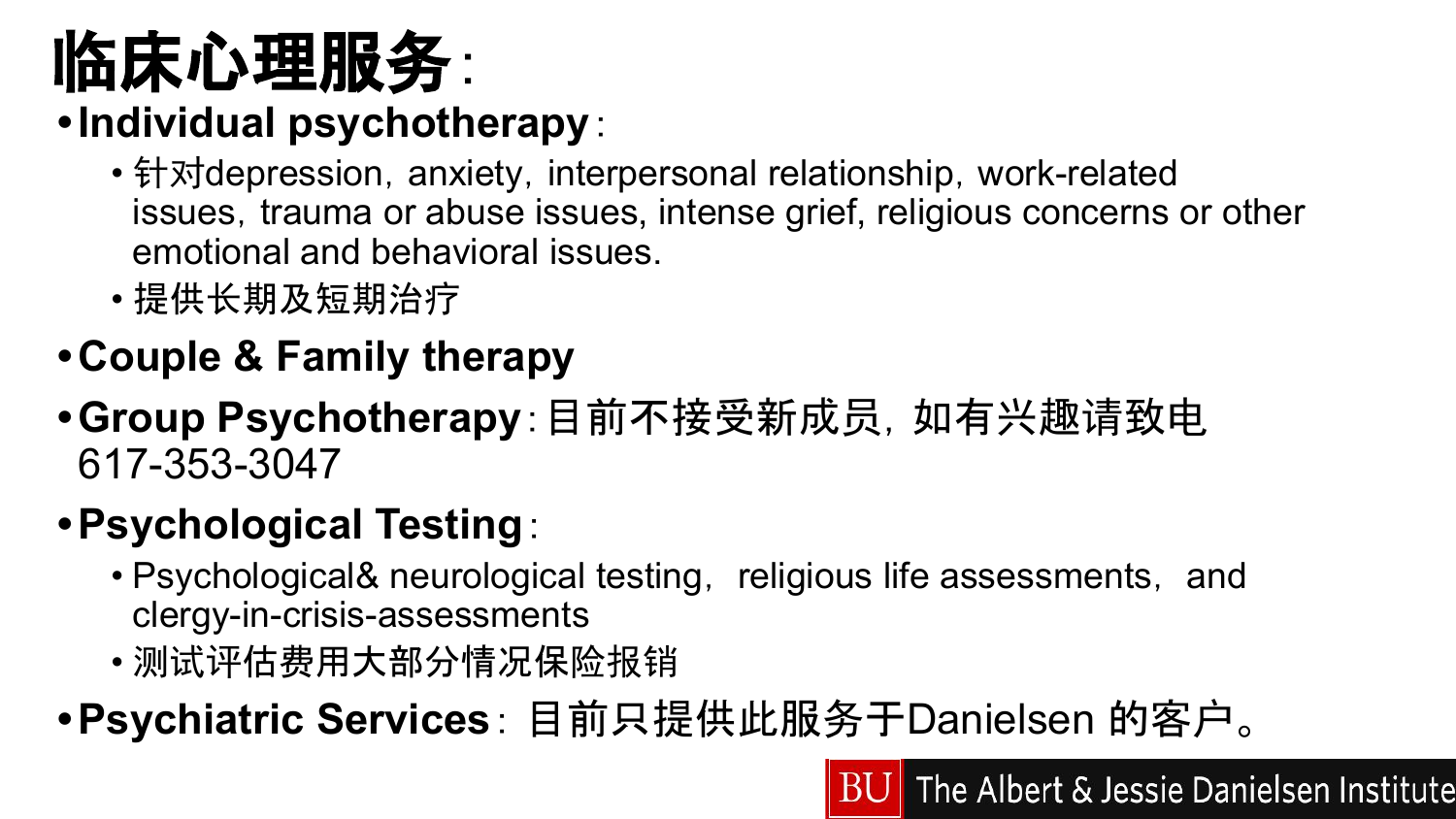# 临床心理服务:

- **Individual psychotherapy**:
  - 针对depression, anxiety, interpersonal relationship, work-related issues, trauma or abuse issues, intense grief, religious concerns or other emotional and behavioral issues.
  - 提供长期及短期治疗
- **Couple & Family therapy**
- **Group Psychotherapy**: 目前不接受新成员，如有兴趣请致电 617-353-3047
- **Psychological Testing**:
  - Psychological& neurological testing, religious life assessments, and clergy-in-crisis-assessments
  - 测试评估费用大部分情况保险报销
- **Psychiatric Services**: 目前只提供此服务于Danielsen 的客户。

BU The Albert & Jessie Danielsen Institute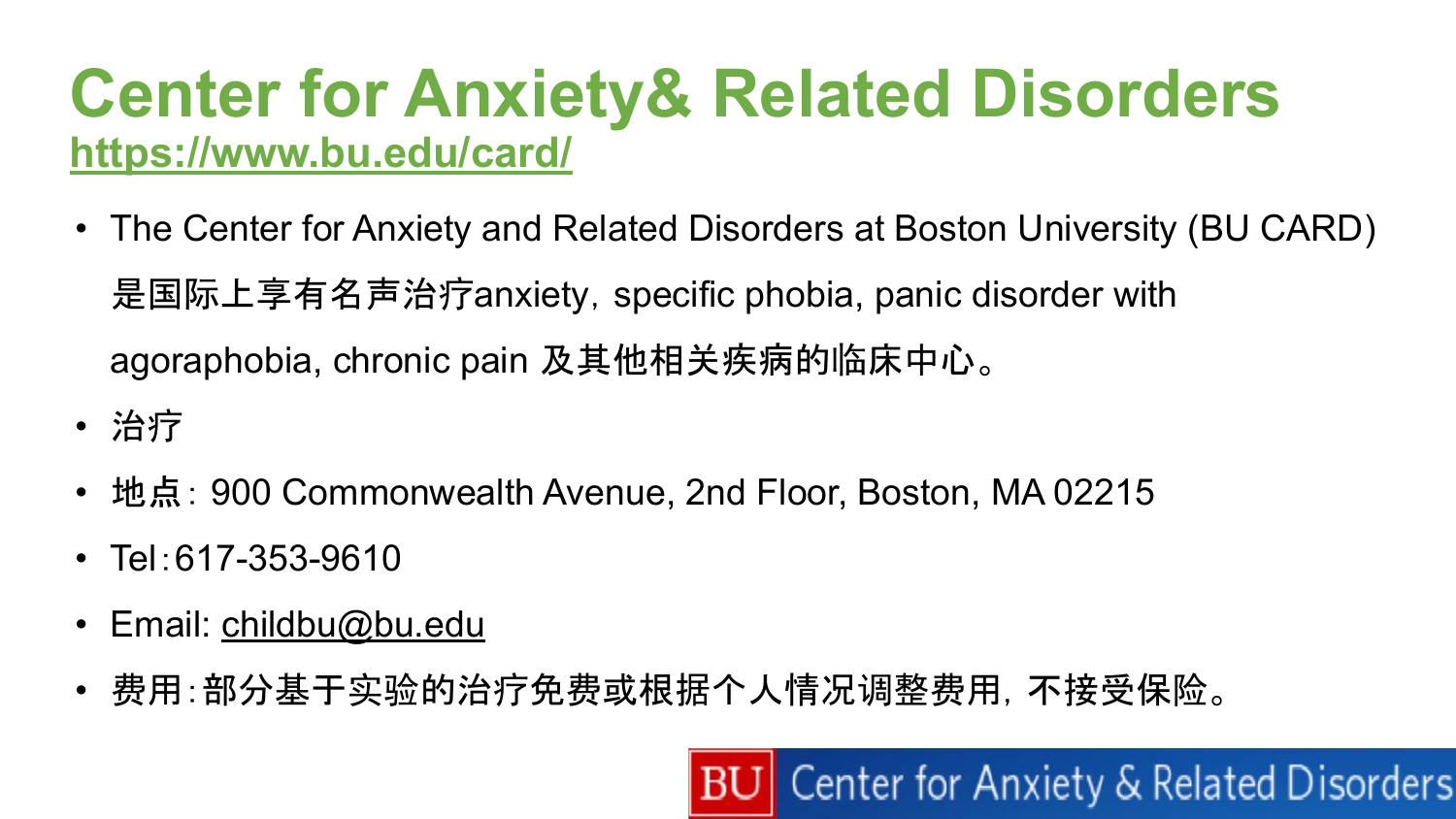# Center for Anxiety& Related Disorders

https://www.bu.edu/card/

- The Center for Anxiety and Related Disorders at Boston University (BU CARD) 是国际上享有名声治疗anxiety，specific phobia, panic disorder with agoraphobia, chronic pain 及其他相关疾病的临床中心。
- 治疗
- 地点：900 Commonwealth Avenue, 2nd Floor, Boston, MA 02215
- Tel：617-353-9610
- Email: childbu@bu.edu
- 费用：部分基于实验的治疗免费或根据个人情况调整费用，不接受保险。

BU Center for Anxiety & Related Disorders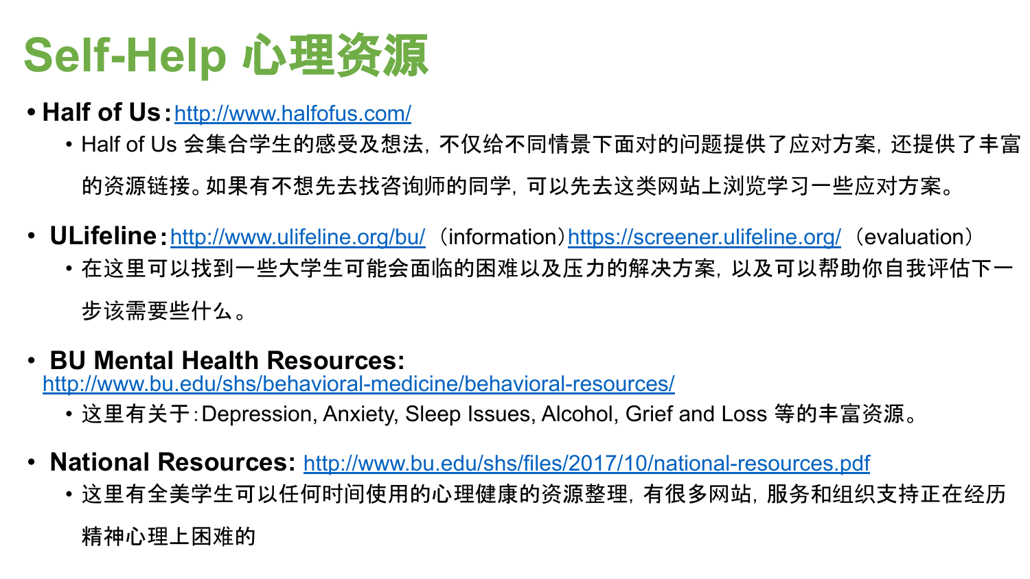# Self-Help 心理资源

- **Half of Us**：http://www.halfofus.com/
  - Half of Us 会集合学生的感受及想法，不仅给不同情景下面对的问题提供了应对方案，还提供了丰富的资源链接。如果有不想先去找咨询师的同学，可以先去这类网站上浏览学习一些应对方案。
- **ULifeline**：http://www.ulifeline.org/bu/ （information）https://screener.ulifeline.org/ （evaluation）
  - 在这里可以找到一些大学生可能会面临的困难以及压力的解决方案，以及可以帮助你自我评估下一步该需要些什么。
- **BU Mental Health Resources:** http://www.bu.edu/shs/behavioral-medicine/behavioral-resources/
  - 这里有关于：Depression, Anxiety, Sleep Issues, Alcohol, Grief and Loss 等的丰富资源。
- **National Resources:** http://www.bu.edu/shs/files/2017/10/national-resources.pdf
  - 这里有全美学生可以任何时间使用的心理健康的资源整理，有很多网站，服务和组织支持正在经历精神心理上困难的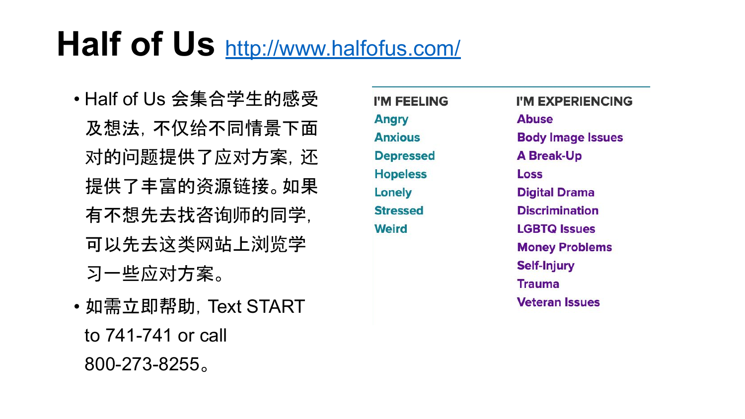# Half of Us http://www.halfofus.com/

- Half of Us 会集合学生的感受及想法，不仅给不同情景下面对的问题提供了应对方案，还提供了丰富的资源链接。如果有不想先去找咨询师的同学，可以先去这类网站上浏览学习一些应对方案。
- 如需立即帮助，Text START to 741-741 or call 800-273-8255。

| I'M FEELING | I'M EXPERIENCING |
|---|---|
| Angry | Abuse |
| Anxious | Body Image Issues |
| Depressed | A Break-Up |
| Hopeless | Loss |
| Lonely | Digital Drama |
| Stressed | Discrimination |
| Weird | LGBTQ Issues |
| | Money Problems |
| | Self-Injury |
| | Trauma |
| | Veteran Issues |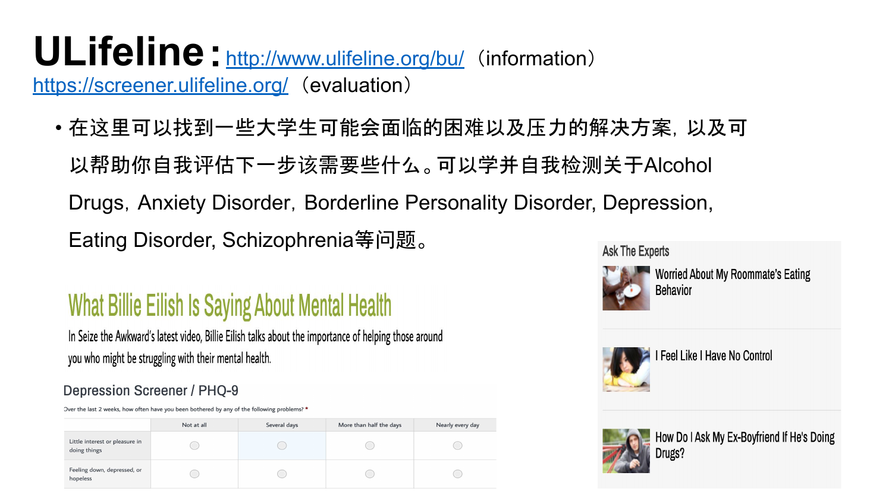# ULifeline：http://www.ulifeline.org/bu/（information） https://screener.ulifeline.org/（evaluation）

- 在这里可以找到一些大学生可能会面临的困难以及压力的解决方案，以及可以帮助你自我评估下一步该需要些什么。可以学并自我检测关于Alcohol Drugs，Anxiety Disorder，Borderline Personality Disorder, Depression, Eating Disorder, Schizophrenia等问题。

## What Billie Eilish Is Saying About Mental Health

In Seize the Awkward's latest video, Billie Eilish talks about the importance of helping those around you who might be struggling with their mental health.

### Depression Screener / PHQ-9

Over the last 2 weeks, how often have you been bothered by any of the following problems? *

| | Not at all | Several days | More than half the days | Nearly every day |
|---|---|---|---|---|
| Little interest or pleasure in doing things | ○ | ○ | ○ | ○ |
| Feeling down, depressed, or hopeless | ○ | ○ | ○ | ○ |

### Ask The Experts

- Worried About My Roommate's Eating Behavior
- I Feel Like I Have No Control
- How Do I Ask My Ex-Boyfriend If He's Doing Drugs?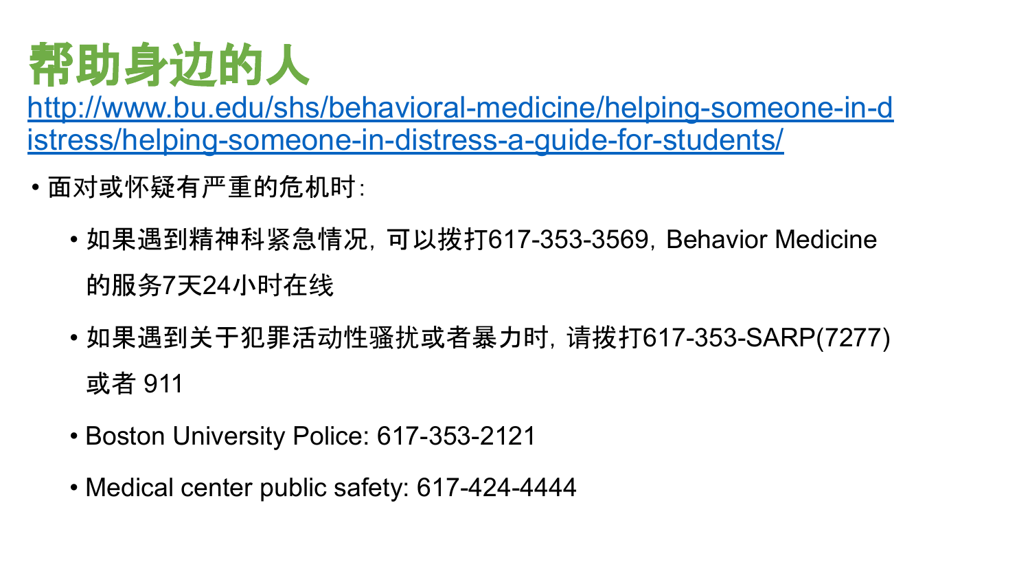# 帮助身边的人

http://www.bu.edu/shs/behavioral-medicine/helping-someone-in-distress/helping-someone-in-distress-a-guide-for-students/

- 面对或怀疑有严重的危机时:
  - 如果遇到精神科紧急情况，可以拨打617-353-3569，Behavior Medicine的服务7天24小时在线
  - 如果遇到关于犯罪活动性骚扰或者暴力时，请拨打617-353-SARP(7277)或者 911
  - Boston University Police: 617-353-2121
  - Medical center public safety: 617-424-4444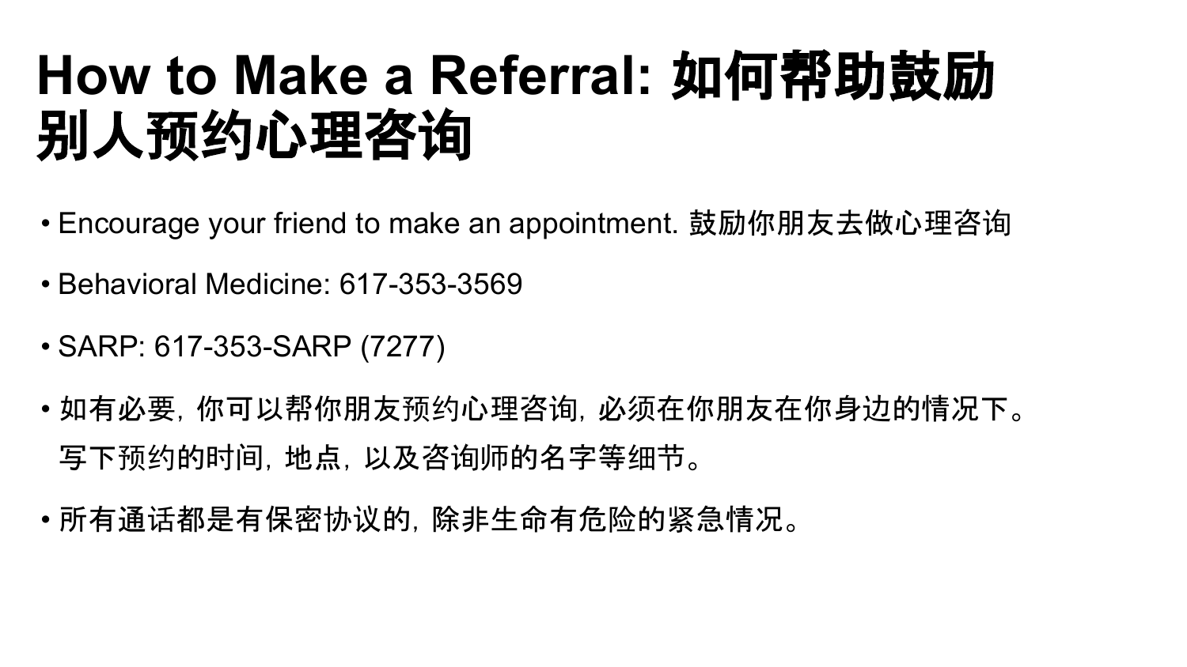# How to Make a Referral: 如何帮助鼓励别人预约心理咨询

- Encourage your friend to make an appointment. 鼓励你朋友去做心理咨询
- Behavioral Medicine: 617-353-3569
- SARP: 617-353-SARP (7277)
- 如有必要，你可以帮你朋友预约心理咨询，必须在你朋友在你身边的情况下。写下预约的时间，地点，以及咨询师的名字等细节。
- 所有通话都是有保密协议的，除非生命有危险的紧急情况。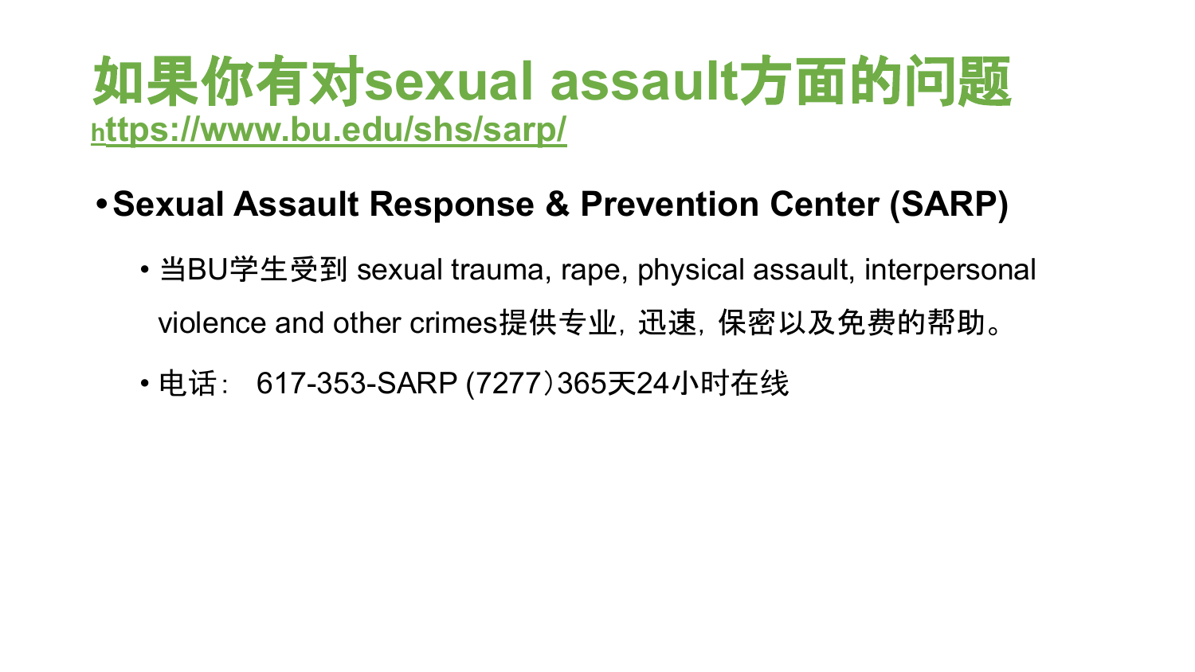# 如果你有对sexual assault方面的问题

https://www.bu.edu/shs/sarp/

- **Sexual Assault Response & Prevention Center (SARP)**
  - 当BU学生受到 sexual trauma, rape, physical assault, interpersonal violence and other crimes提供专业，迅速，保密以及免费的帮助。
  - 电话： 617-353-SARP (7277）365天24小时在线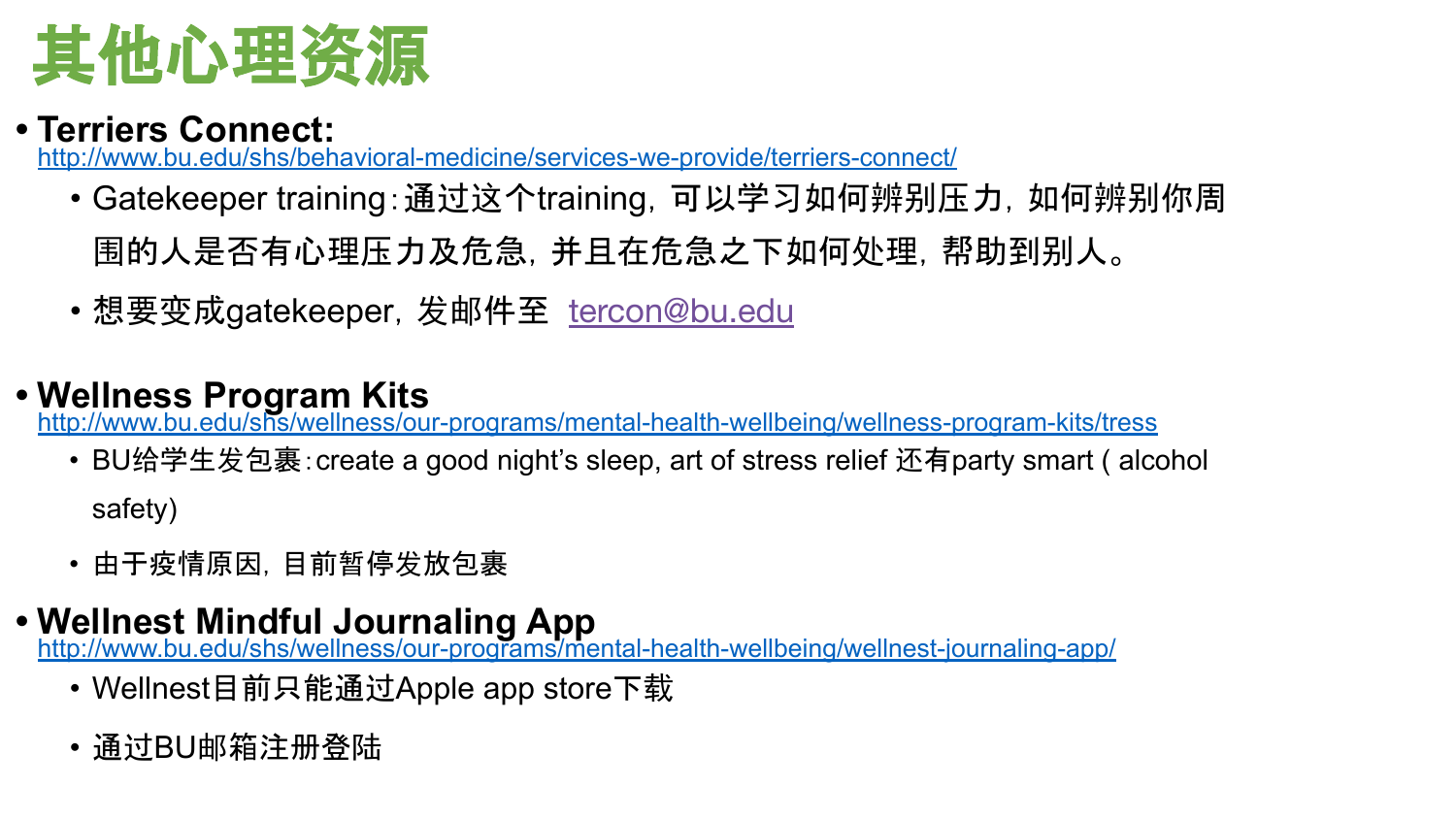# 其他心理资源

- **Terriers Connect:** http://www.bu.edu/shs/behavioral-medicine/services-we-provide/terriers-connect/
  - Gatekeeper training：通过这个training，可以学习如何辨别压力，如何辨别你周围的人是否有心理压力及危急，并且在危急之下如何处理，帮助到别人。
  - 想要变成gatekeeper，发邮件至 tercon@bu.edu

- **Wellness Program Kits** http://www.bu.edu/shs/wellness/our-programs/mental-health-wellbeing/wellness-program-kits/tress
  - BU给学生发包裹：create a good night's sleep, art of stress relief 还有party smart ( alcohol safety)
  - 由于疫情原因，目前暂停发放包裹

- **Wellnest Mindful Journaling App** http://www.bu.edu/shs/wellness/our-programs/mental-health-wellbeing/wellnest-journaling-app/
  - Wellnest目前只能通过Apple app store下载
  - 通过BU邮箱注册登陆